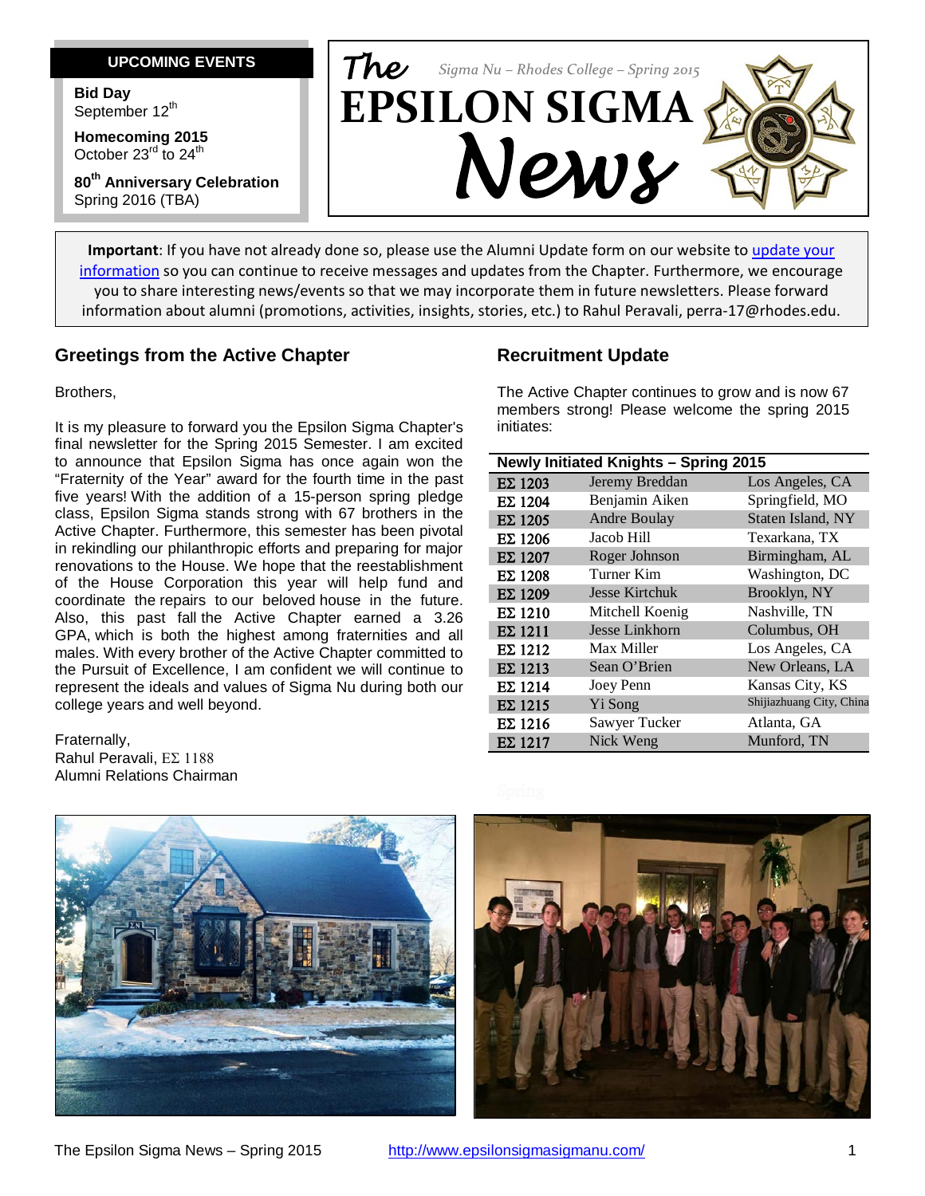# The EPSILON SIGMA News

*Sigma Nu – Rhodes College – Spring 2015*

**UPCOMING EVENTS**

**Bid Day**
September 12th

**Homecoming 2015**
October 23rd to 24th

**80th Anniversary Celebration**
Spring 2016 (TBA)

**Important**: If you have not already done so, please use the Alumni Update form on our website to update your information so you can continue to receive messages and updates from the Chapter. Furthermore, we encourage you to share interesting news/events so that we may incorporate them in future newsletters. Please forward information about alumni (promotions, activities, insights, stories, etc.) to Rahul Peravali, perra-17@rhodes.edu.

## Greetings from the Active Chapter

Brothers,

It is my pleasure to forward you the Epsilon Sigma Chapter's final newsletter for the Spring 2015 Semester. I am excited to announce that Epsilon Sigma has once again won the "Fraternity of the Year" award for the fourth time in the past five years! With the addition of a 15-person spring pledge class, Epsilon Sigma stands strong with 67 brothers in the Active Chapter. Furthermore, this semester has been pivotal in rekindling our philanthropic efforts and preparing for major renovations to the House. We hope that the reestablishment of the House Corporation this year will help fund and coordinate the repairs to our beloved house in the future. Also, this past fall the Active Chapter earned a 3.26 GPA, which is both the highest among fraternities and all males. With every brother of the Active Chapter committed to the Pursuit of Excellence, I am confident we will continue to represent the ideals and values of Sigma Nu during both our college years and well beyond.

Fraternally,
Rahul Peravali, ΕΣ 1188
Alumni Relations Chairman

## Recruitment Update

The Active Chapter continues to grow and is now 67 members strong! Please welcome the spring 2015 initiates:

**Newly Initiated Knights – Spring 2015**

| ΕΣ | Name | Hometown |
|---|---|---|
| ΕΣ 1203 | Jeremy Breddan | Los Angeles, CA |
| ΕΣ 1204 | Benjamin Aiken | Springfield, MO |
| ΕΣ 1205 | Andre Boulay | Staten Island, NY |
| ΕΣ 1206 | Jacob Hill | Texarkana, TX |
| ΕΣ 1207 | Roger Johnson | Birmingham, AL |
| ΕΣ 1208 | Turner Kim | Washington, DC |
| ΕΣ 1209 | Jesse Kirtchuk | Brooklyn, NY |
| ΕΣ 1210 | Mitchell Koenig | Nashville, TN |
| ΕΣ 1211 | Jesse Linkhorn | Columbus, OH |
| ΕΣ 1212 | Max Miller | Los Angeles, CA |
| ΕΣ 1213 | Sean O'Brien | New Orleans, LA |
| ΕΣ 1214 | Joey Penn | Kansas City, KS |
| ΕΣ 1215 | Yi Song | Shijiazhuang City, China |
| ΕΣ 1216 | Sawyer Tucker | Atlanta, GA |
| ΕΣ 1217 | Nick Weng | Munford, TN |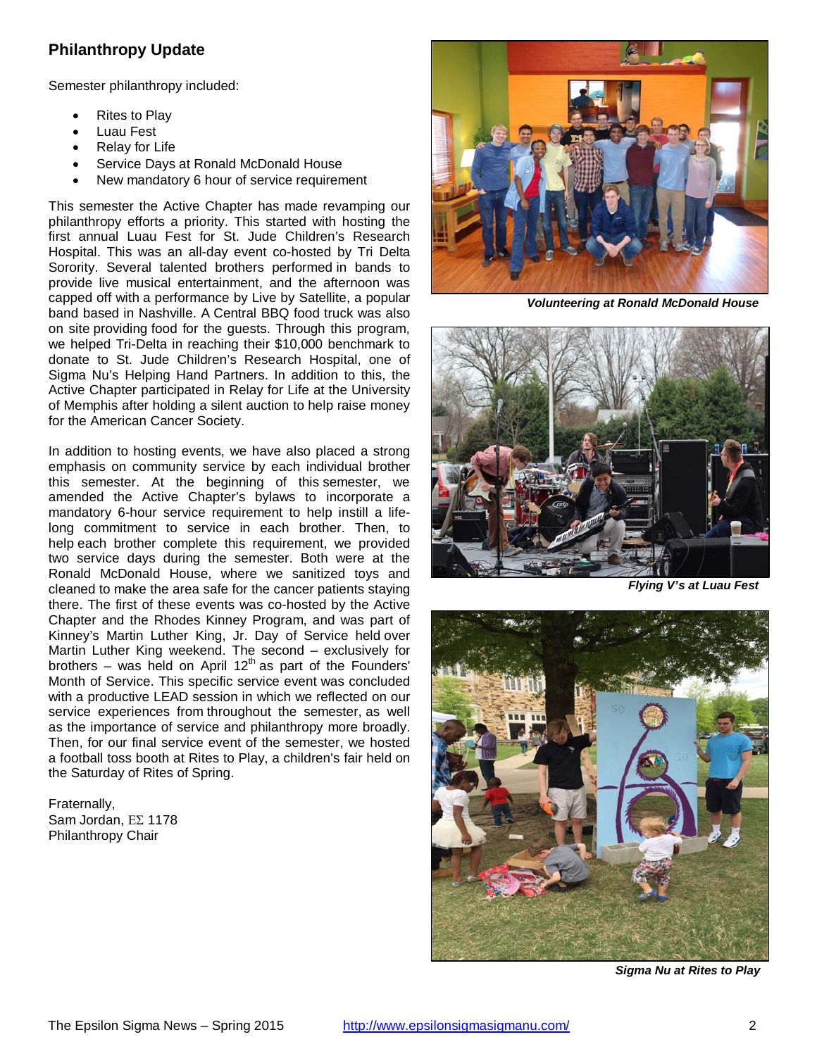## Philanthropy Update

Semester philanthropy included:

- Rites to Play
- Luau Fest
- Relay for Life
- Service Days at Ronald McDonald House
- New mandatory 6 hour of service requirement

This semester the Active Chapter has made revamping our philanthropy efforts a priority. This started with hosting the first annual Luau Fest for St. Jude Children's Research Hospital. This was an all-day event co-hosted by Tri Delta Sorority. Several talented brothers performed in bands to provide live musical entertainment, and the afternoon was capped off with a performance by Live by Satellite, a popular band based in Nashville. A Central BBQ food truck was also on site providing food for the guests. Through this program, we helped Tri-Delta in reaching their $10,000 benchmark to donate to St. Jude Children's Research Hospital, one of Sigma Nu's Helping Hand Partners. In addition to this, the Active Chapter participated in Relay for Life at the University of Memphis after holding a silent auction to help raise money for the American Cancer Society.

In addition to hosting events, we have also placed a strong emphasis on community service by each individual brother this semester. At the beginning of this semester, we amended the Active Chapter's bylaws to incorporate a mandatory 6-hour service requirement to help instill a life-long commitment to service in each brother. Then, to help each brother complete this requirement, we provided two service days during the semester. Both were at the Ronald McDonald House, where we sanitized toys and cleaned to make the area safe for the cancer patients staying there. The first of these events was co-hosted by the Active Chapter and the Rhodes Kinney Program, and was part of Kinney's Martin Luther King, Jr. Day of Service held over Martin Luther King weekend. The second – exclusively for brothers – was held on April 12th as part of the Founders' Month of Service. This specific service event was concluded with a productive LEAD session in which we reflected on our service experiences from throughout the semester, as well as the importance of service and philanthropy more broadly. Then, for our final service event of the semester, we hosted a football toss booth at Rites to Play, a children's fair held on the Saturday of Rites of Spring.

Fraternally,
Sam Jordan, ΕΣ 1178
Philanthropy Chair

***Volunteering at Ronald McDonald House***

***Flying V's at Luau Fest***

***Sigma Nu at Rites to Play***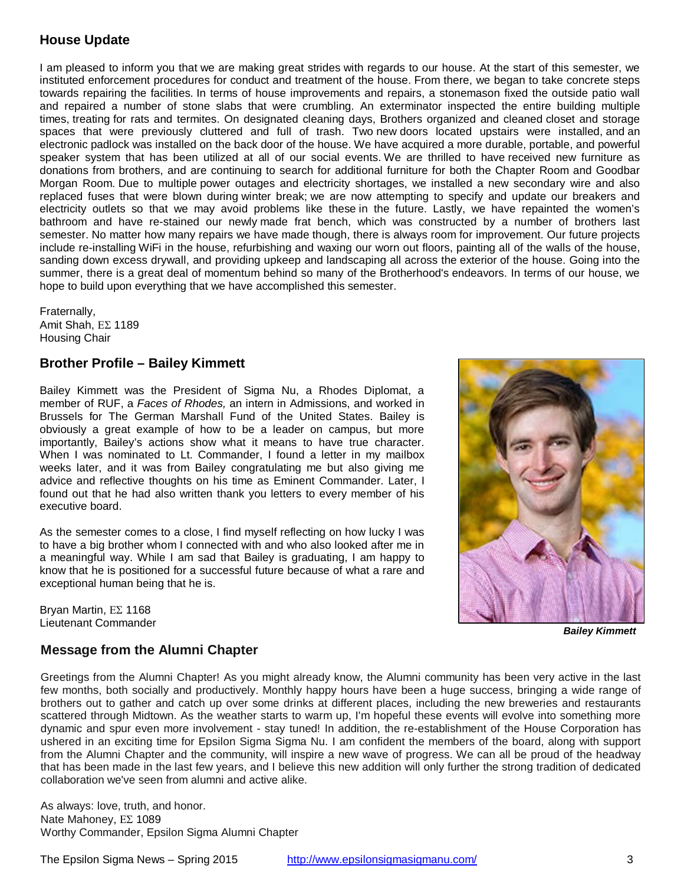## House Update

I am pleased to inform you that we are making great strides with regards to our house. At the start of this semester, we instituted enforcement procedures for conduct and treatment of the house. From there, we began to take concrete steps towards repairing the facilities. In terms of house improvements and repairs, a stonemason fixed the outside patio wall and repaired a number of stone slabs that were crumbling. An exterminator inspected the entire building multiple times, treating for rats and termites. On designated cleaning days, Brothers organized and cleaned closet and storage spaces that were previously cluttered and full of trash. Two new doors located upstairs were installed, and an electronic padlock was installed on the back door of the house. We have acquired a more durable, portable, and powerful speaker system that has been utilized at all of our social events. We are thrilled to have received new furniture as donations from brothers, and are continuing to search for additional furniture for both the Chapter Room and Goodbar Morgan Room. Due to multiple power outages and electricity shortages, we installed a new secondary wire and also replaced fuses that were blown during winter break; we are now attempting to specify and update our breakers and electricity outlets so that we may avoid problems like these in the future. Lastly, we have repainted the women's bathroom and have re-stained our newly made frat bench, which was constructed by a number of brothers last semester. No matter how many repairs we have made though, there is always room for improvement. Our future projects include re-installing WiFi in the house, refurbishing and waxing our worn out floors, painting all of the walls of the house, sanding down excess drywall, and providing upkeep and landscaping all across the exterior of the house. Going into the summer, there is a great deal of momentum behind so many of the Brotherhood's endeavors. In terms of our house, we hope to build upon everything that we have accomplished this semester.

Fraternally,  
Amit Shah, ΕΣ 1189  
Housing Chair

## Brother Profile – Bailey Kimmett

Bailey Kimmett was the President of Sigma Nu, a Rhodes Diplomat, a member of RUF, a *Faces of Rhodes,* an intern in Admissions, and worked in Brussels for The German Marshall Fund of the United States. Bailey is obviously a great example of how to be a leader on campus, but more importantly, Bailey's actions show what it means to have true character. When I was nominated to Lt. Commander, I found a letter in my mailbox weeks later, and it was from Bailey congratulating me but also giving me advice and reflective thoughts on his time as Eminent Commander. Later, I found out that he had also written thank you letters to every member of his executive board.

As the semester comes to a close, I find myself reflecting on how lucky I was to have a big brother whom I connected with and who also looked after me in a meaningful way. While I am sad that Bailey is graduating, I am happy to know that he is positioned for a successful future because of what a rare and exceptional human being that he is.

Bryan Martin, ΕΣ 1168  
Lieutenant Commander

***Bailey Kimmett***

## Message from the Alumni Chapter

Greetings from the Alumni Chapter! As you might already know, the Alumni community has been very active in the last few months, both socially and productively. Monthly happy hours have been a huge success, bringing a wide range of brothers out to gather and catch up over some drinks at different places, including the new breweries and restaurants scattered through Midtown. As the weather starts to warm up, I'm hopeful these events will evolve into something more dynamic and spur even more involvement - stay tuned! In addition, the re-establishment of the House Corporation has ushered in an exciting time for Epsilon Sigma Sigma Nu. I am confident the members of the board, along with support from the Alumni Chapter and the community, will inspire a new wave of progress. We can all be proud of the headway that has been made in the last few years, and I believe this new addition will only further the strong tradition of dedicated collaboration we've seen from alumni and active alike.

As always: love, truth, and honor.  
Nate Mahoney, ΕΣ 1089  
Worthy Commander, Epsilon Sigma Alumni Chapter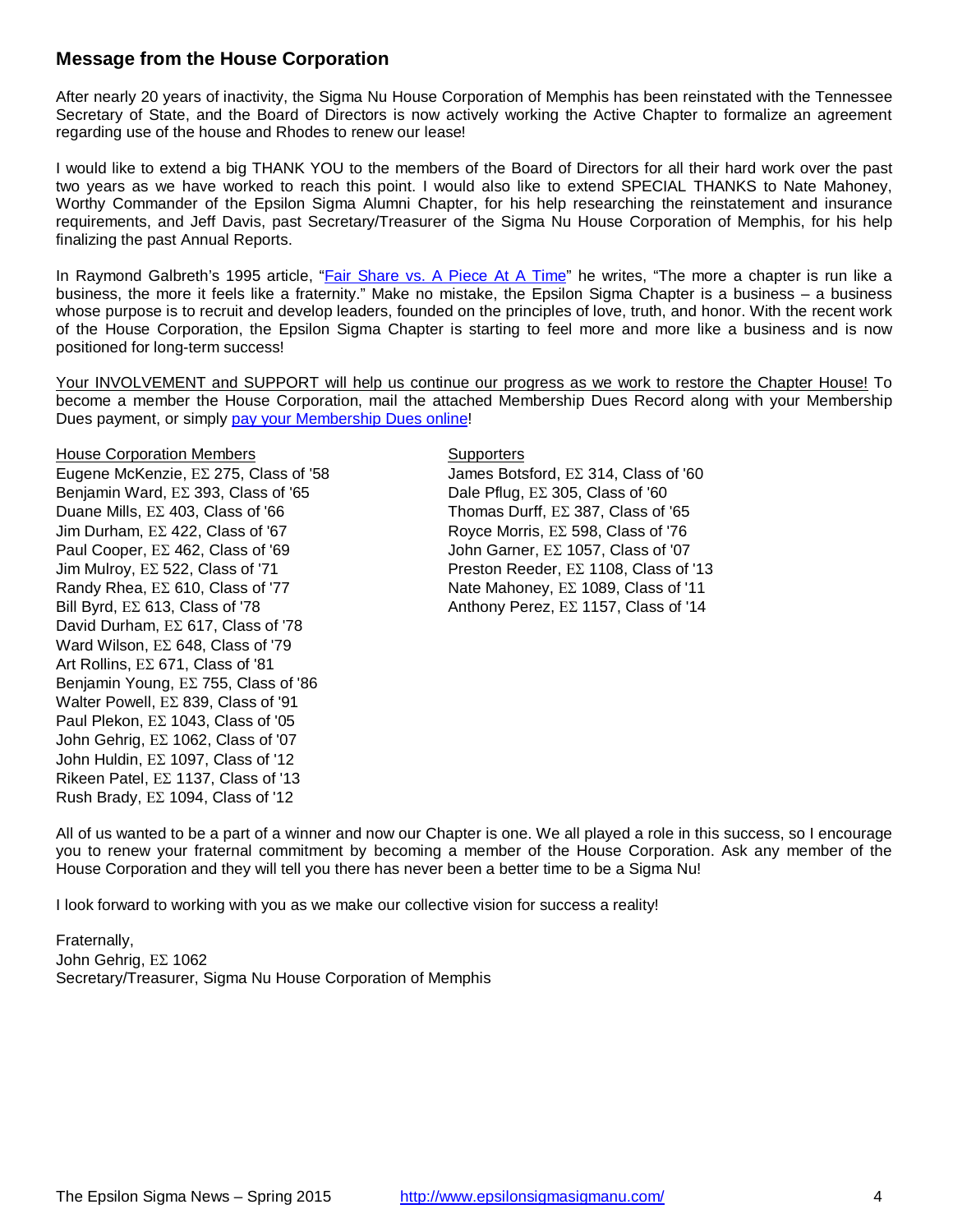## Message from the House Corporation

After nearly 20 years of inactivity, the Sigma Nu House Corporation of Memphis has been reinstated with the Tennessee Secretary of State, and the Board of Directors is now actively working the Active Chapter to formalize an agreement regarding use of the house and Rhodes to renew our lease!

I would like to extend a big THANK YOU to the members of the Board of Directors for all their hard work over the past two years as we have worked to reach this point. I would also like to extend SPECIAL THANKS to Nate Mahoney, Worthy Commander of the Epsilon Sigma Alumni Chapter, for his help researching the reinstatement and insurance requirements, and Jeff Davis, past Secretary/Treasurer of the Sigma Nu House Corporation of Memphis, for his help finalizing the past Annual Reports.

In Raymond Galbreth's 1995 article, "Fair Share vs. A Piece At A Time" he writes, "The more a chapter is run like a business, the more it feels like a fraternity." Make no mistake, the Epsilon Sigma Chapter is a business – a business whose purpose is to recruit and develop leaders, founded on the principles of love, truth, and honor. With the recent work of the House Corporation, the Epsilon Sigma Chapter is starting to feel more and more like a business and is now positioned for long-term success!

Your INVOLVEMENT and SUPPORT will help us continue our progress as we work to restore the Chapter House! To become a member the House Corporation, mail the attached Membership Dues Record along with your Membership Dues payment, or simply pay your Membership Dues online!

House Corporation Members

Eugene McKenzie, ΕΣ 275, Class of '58
Benjamin Ward, ΕΣ 393, Class of '65
Duane Mills, ΕΣ 403, Class of '66
Jim Durham, ΕΣ 422, Class of '67
Paul Cooper, ΕΣ 462, Class of '69
Jim Mulroy, ΕΣ 522, Class of '71
Randy Rhea, ΕΣ 610, Class of '77
Bill Byrd, ΕΣ 613, Class of '78
David Durham, ΕΣ 617, Class of '78
Ward Wilson, ΕΣ 648, Class of '79
Art Rollins, ΕΣ 671, Class of '81
Benjamin Young, ΕΣ 755, Class of '86
Walter Powell, ΕΣ 839, Class of '91
Paul Plekon, ΕΣ 1043, Class of '05
John Gehrig, ΕΣ 1062, Class of '07
John Huldin, ΕΣ 1097, Class of '12
Rikeen Patel, ΕΣ 1137, Class of '13
Rush Brady, ΕΣ 1094, Class of '12

Supporters

James Botsford, ΕΣ 314, Class of '60
Dale Pflug, ΕΣ 305, Class of '60
Thomas Durff, ΕΣ 387, Class of '65
Royce Morris, ΕΣ 598, Class of '76
John Garner, ΕΣ 1057, Class of '07
Preston Reeder, ΕΣ 1108, Class of '13
Nate Mahoney, ΕΣ 1089, Class of '11
Anthony Perez, ΕΣ 1157, Class of '14

All of us wanted to be a part of a winner and now our Chapter is one. We all played a role in this success, so I encourage you to renew your fraternal commitment by becoming a member of the House Corporation. Ask any member of the House Corporation and they will tell you there has never been a better time to be a Sigma Nu!

I look forward to working with you as we make our collective vision for success a reality!

Fraternally,
John Gehrig, ΕΣ 1062
Secretary/Treasurer, Sigma Nu House Corporation of Memphis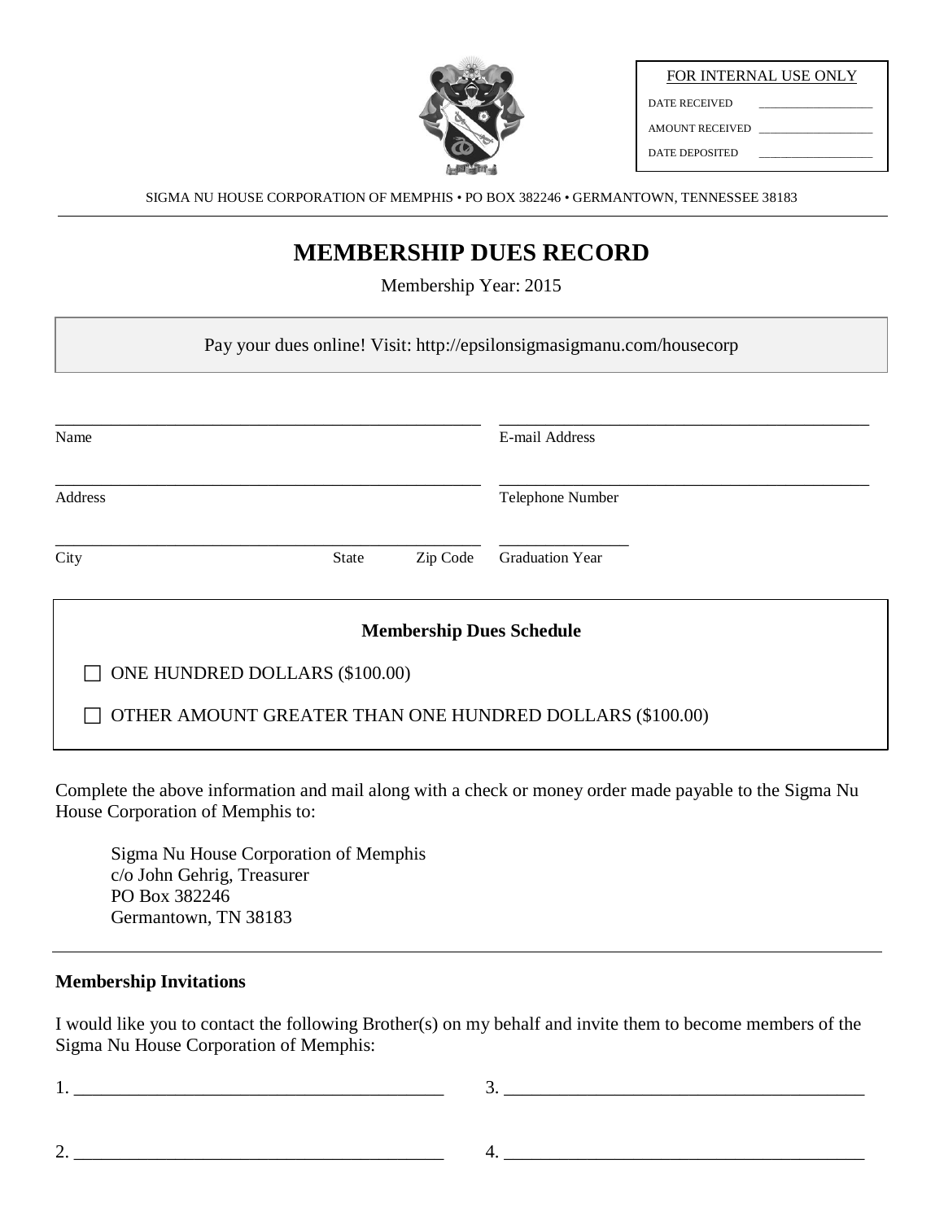| FOR INTERNAL USE ONLY | |
| --- | --- |
| DATE RECEIVED | ____________________ |
| AMOUNT RECEIVED | ____________________ |
| DATE DEPOSITED | ____________________ |

SIGMA NU HOUSE CORPORATION OF MEMPHIS • PO BOX 382246 • GERMANTOWN, TENNESSEE 38183

# MEMBERSHIP DUES RECORD

Membership Year: 2015

Pay your dues online! Visit: http://epsilonsigmasigmanu.com/housecorp

| | |
| --- | --- |
| ______________________________ Name | ______________________________ E-mail Address |
| ______________________________ Address | ______________________________ Telephone Number |
| ______________________________ City &nbsp;&nbsp;&nbsp; State &nbsp;&nbsp;&nbsp; Zip Code | _______________ Graduation Year |

**Membership Dues Schedule**

☐ ONE HUNDRED DOLLARS ($100.00)

☐ OTHER AMOUNT GREATER THAN ONE HUNDRED DOLLARS ($100.00)

Complete the above information and mail along with a check or money order made payable to the Sigma Nu House Corporation of Memphis to:

> Sigma Nu House Corporation of Memphis
> c/o John Gehrig, Treasurer
> PO Box 382246
> Germantown, TN 38183

---

**Membership Invitations**

I would like you to contact the following Brother(s) on my behalf and invite them to become members of the Sigma Nu House Corporation of Memphis:

1. ________________________________________
2. ________________________________________
3. ________________________________________
4. ________________________________________